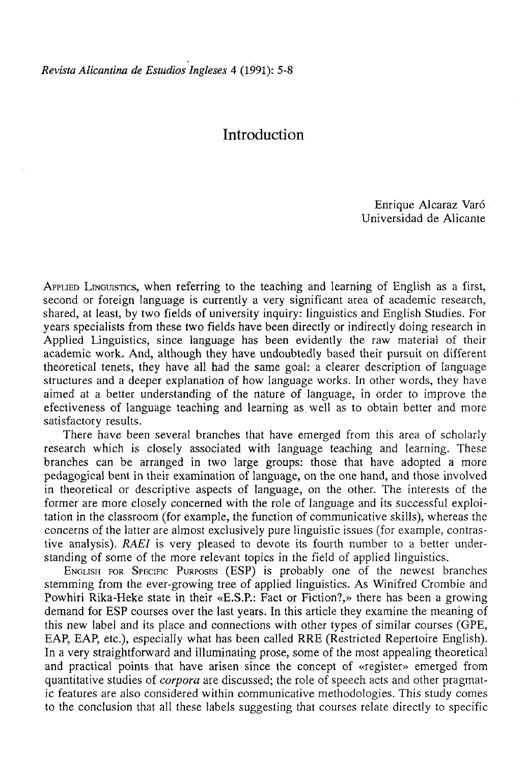# Introduction

Enrique Alcaraz Varó
Universidad de Alicante

APPLIED LINGUISTICS, when referring to the teaching and learning of English as a first, second or foreign language is currently a very significant area of academic research, shared, at least, by two fields of university inquiry: linguistics and English Studies. For years specialists from these two fields have been directly or indirectly doing research in Applied Linguistics, since language has been evidently the raw material of their academic work. And, although they have undoubtedly based their pursuit on different theoretical tenets, they have all had the same goal: a clearer description of language structures and a deeper explanation of how language works. In other words, they have aimed at a better understanding of the nature of language, in order to improve the efectiveness of language teaching and learning as well as to obtain better and more satisfactory results.

There have been several branches that have emerged from this area of scholarly research which is closely associated with language teaching and learning. These branches can be arranged in two large groups: those that have adopted a more pedagogical bent in their examination of language, on the one hand, and those involved in theoretical or descriptive aspects of language, on the other. The interests of the former are more closely concerned with the role of language and its successful exploitation in the classroom (for example, the function of communicative skills), whereas the concerns of the latter are almost exclusively pure linguistic issues (for example, contrastive analysis). *RAEI* is very pleased to devote its fourth number to a better understanding of some of the more relevant topics in the field of applied linguistics.

ENGLISH FOR SPECIFIC PURPOSES (ESP) is probably one of the newest branches stemming from the ever-growing tree of applied linguistics. As Winifred Crombie and Powhiri Rika-Heke state in their «E.S.P.: Fact or Fiction?,» there has been a growing demand for ESP courses over the last years. In this article they examine the meaning of this new label and its place and connections with other types of similar courses (GPE, EAP, EAP, etc.), especially what has been called RRE (Restricted Repertoire English). In a very straightforward and illuminating prose, some of the most appealing theoretical and practical points that have arisen since the concept of «register» emerged from quantitative studies of *corpora* are discussed; the role of speech acts and other pragmatic features are also considered within communicative methodologies. This study comes to the conclusion that all these labels suggesting that courses relate directly to specific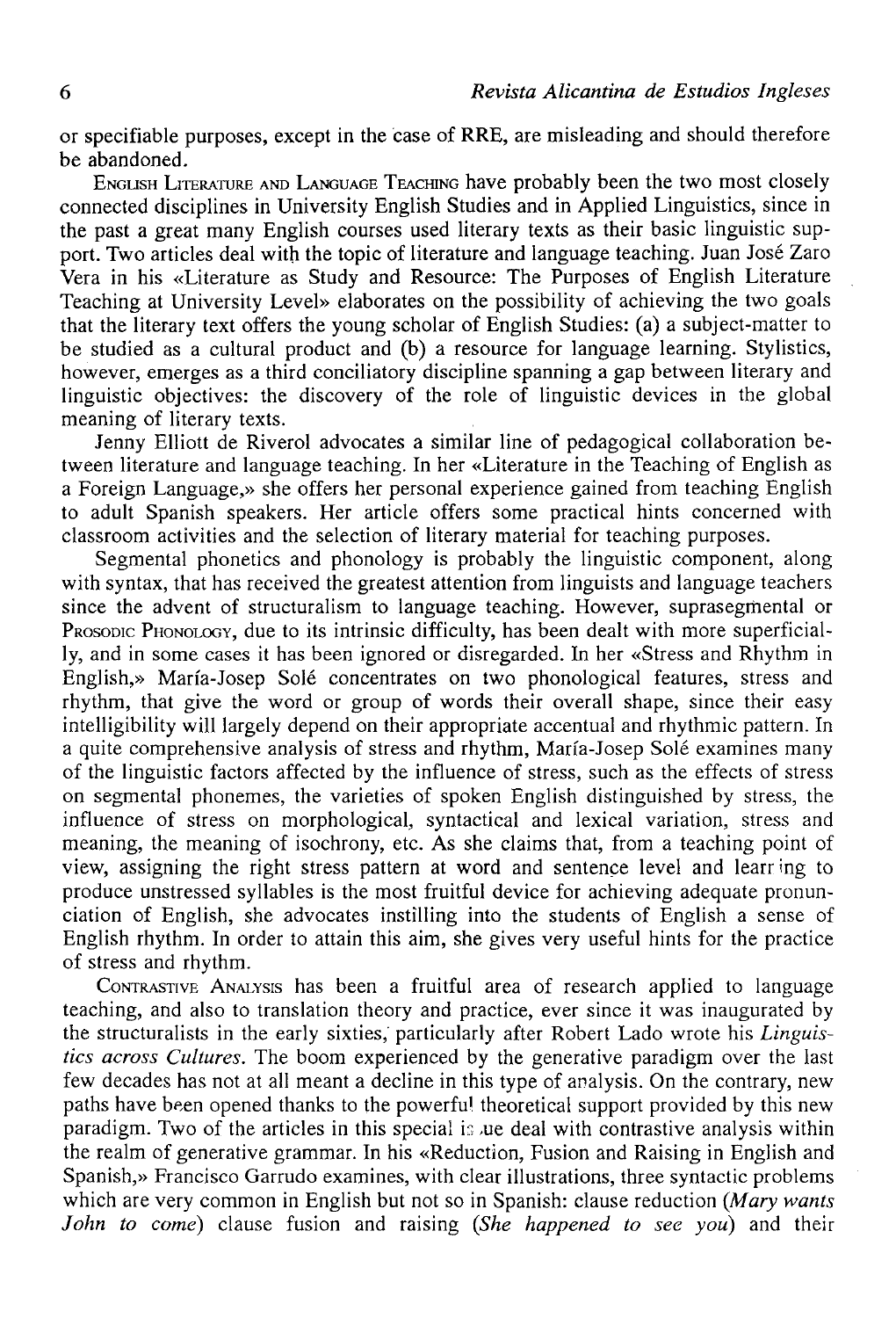or specifiable purposes, except in the case of RRE, are misleading and should therefore be abandoned.

English Literature and Language Teaching have probably been the two most closely connected disciplines in University English Studies and in Applied Linguistics, since in the past a great many English courses used literary texts as their basic linguistic support. Two articles deal with the topic of literature and language teaching. Juan José Zaro Vera in his «Literature as Study and Resource: The Purposes of English Literature Teaching at University Level» elaborates on the possibility of achieving the two goals that the literary text offers the young scholar of English Studies: (a) a subject-matter to be studied as a cultural product and (b) a resource for language learning. Stylistics, however, emerges as a third conciliatory discipline spanning a gap between literary and linguistic objectives: the discovery of the role of linguistic devices in the global meaning of literary texts.

Jenny Elliott de Riverol advocates a similar line of pedagogical collaboration between literature and language teaching. In her «Literature in the Teaching of English as a Foreign Language,» she offers her personal experience gained from teaching English to adult Spanish speakers. Her article offers some practical hints concerned with classroom activities and the selection of literary material for teaching purposes.

Segmental phonetics and phonology is probably the linguistic component, along with syntax, that has received the greatest attention from linguists and language teachers since the advent of structuralism to language teaching. However, suprasegmental or Prosodic Phonology, due to its intrinsic difficulty, has been dealt with more superficially, and in some cases it has been ignored or disregarded. In her «Stress and Rhythm in English,» María-Josep Solé concentrates on two phonological features, stress and rhythm, that give the word or group of words their overall shape, since their easy intelligibility will largely depend on their appropriate accentual and rhythmic pattern. In a quite comprehensive analysis of stress and rhythm, María-Josep Solé examines many of the linguistic factors affected by the influence of stress, such as the effects of stress on segmental phonemes, the varieties of spoken English distinguished by stress, the influence of stress on morphological, syntactical and lexical variation, stress and meaning, the meaning of isochrony, etc. As she claims that, from a teaching point of view, assigning the right stress pattern at word and sentence level and learning to produce unstressed syllables is the most fruitful device for achieving adequate pronunciation of English, she advocates instilling into the students of English a sense of English rhythm. In order to attain this aim, she gives very useful hints for the practice of stress and rhythm.

Contrastive Analysis has been a fruitful area of research applied to language teaching, and also to translation theory and practice, ever since it was inaugurated by the structuralists in the early sixties, particularly after Robert Lado wrote his *Linguistics across Cultures*. The boom experienced by the generative paradigm over the last few decades has not at all meant a decline in this type of analysis. On the contrary, new paths have been opened thanks to the powerful theoretical support provided by this new paradigm. Two of the articles in this special issue deal with contrastive analysis within the realm of generative grammar. In his «Reduction, Fusion and Raising in English and Spanish,» Francisco Garrudo examines, with clear illustrations, three syntactic problems which are very common in English but not so in Spanish: clause reduction (*Mary wants John to come*) clause fusion and raising (*She happened to see you*) and their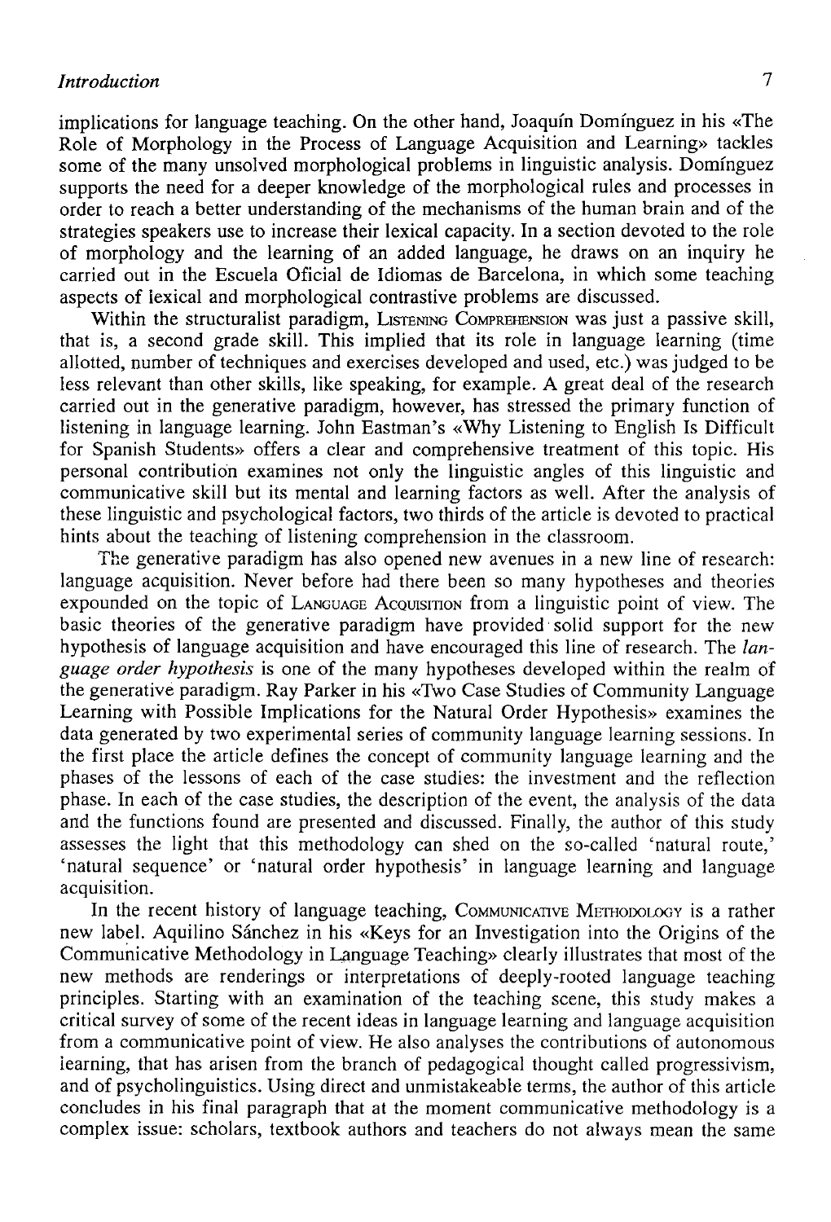implications for language teaching. On the other hand, Joaquín Domínguez in his «The Role of Morphology in the Process of Language Acquisition and Learning» tackles some of the many unsolved morphological problems in linguistic analysis. Domínguez supports the need for a deeper knowledge of the morphological rules and processes in order to reach a better understanding of the mechanisms of the human brain and of the strategies speakers use to increase their lexical capacity. In a section devoted to the role of morphology and the learning of an added language, he draws on an inquiry he carried out in the Escuela Oficial de Idiomas de Barcelona, in which some teaching aspects of lexical and morphological contrastive problems are discussed.

Within the structuralist paradigm, LISTENING COMPREHENSION was just a passive skill, that is, a second grade skill. This implied that its role in language learning (time allotted, number of techniques and exercises developed and used, etc.) was judged to be less relevant than other skills, like speaking, for example. A great deal of the research carried out in the generative paradigm, however, has stressed the primary function of listening in language learning. John Eastman's «Why Listening to English Is Difficult for Spanish Students» offers a clear and comprehensive treatment of this topic. His personal contribution examines not only the linguistic angles of this linguistic and communicative skill but its mental and learning factors as well. After the analysis of these linguistic and psychological factors, two thirds of the article is devoted to practical hints about the teaching of listening comprehension in the classroom.

The generative paradigm has also opened new avenues in a new line of research: language acquisition. Never before had there been so many hypotheses and theories expounded on the topic of LANGUAGE ACQUISITION from a linguistic point of view. The basic theories of the generative paradigm have provided solid support for the new hypothesis of language acquisition and have encouraged this line of research. The *language order hypothesis* is one of the many hypotheses developed within the realm of the generative paradigm. Ray Parker in his «Two Case Studies of Community Language Learning with Possible Implications for the Natural Order Hypothesis» examines the data generated by two experimental series of community language learning sessions. In the first place the article defines the concept of community language learning and the phases of the lessons of each of the case studies: the investment and the reflection phase. In each of the case studies, the description of the event, the analysis of the data and the functions found are presented and discussed. Finally, the author of this study assesses the light that this methodology can shed on the so-called 'natural route,' 'natural sequence' or 'natural order hypothesis' in language learning and language acquisition.

In the recent history of language teaching, COMMUNICATIVE METHODOLOGY is a rather new label. Aquilino Sánchez in his «Keys for an Investigation into the Origins of the Communicative Methodology in Language Teaching» clearly illustrates that most of the new methods are renderings or interpretations of deeply-rooted language teaching principles. Starting with an examination of the teaching scene, this study makes a critical survey of some of the recent ideas in language learning and language acquisition from a communicative point of view. He also analyses the contributions of autonomous learning, that has arisen from the branch of pedagogical thought called progressivism, and of psycholinguistics. Using direct and unmistakeable terms, the author of this article concludes in his final paragraph that at the moment communicative methodology is a complex issue: scholars, textbook authors and teachers do not always mean the same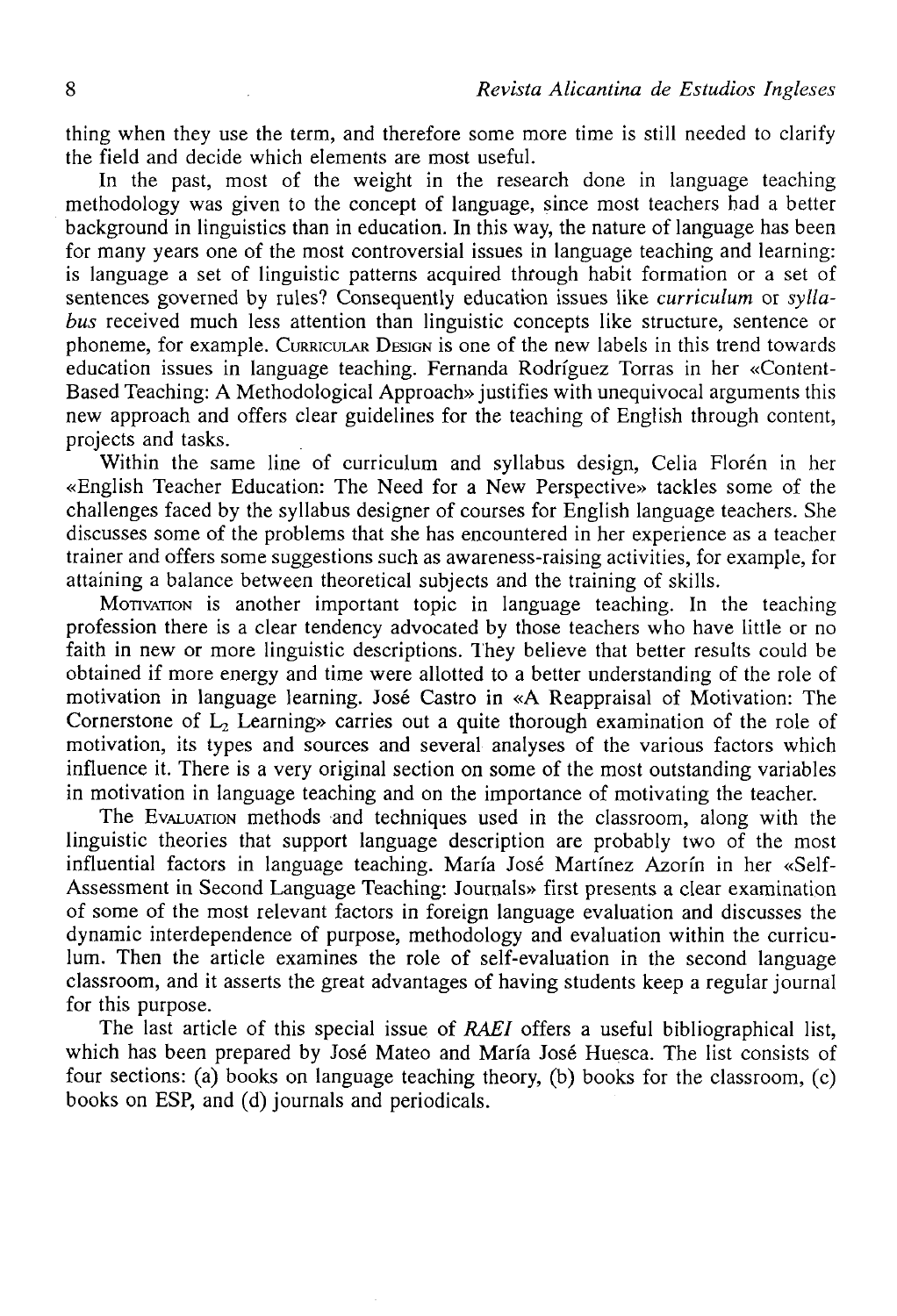thing when they use the term, and therefore some more time is still needed to clarify the field and decide which elements are most useful.

In the past, most of the weight in the research done in language teaching methodology was given to the concept of language, since most teachers had a better background in linguistics than in education. In this way, the nature of language has been for many years one of the most controversial issues in language teaching and learning: is language a set of linguistic patterns acquired through habit formation or a set of sentences governed by rules? Consequently education issues like *curriculum* or *syllabus* received much less attention than linguistic concepts like structure, sentence or phoneme, for example. CURRICULAR DESIGN is one of the new labels in this trend towards education issues in language teaching. Fernanda Rodríguez Torras in her «Content-Based Teaching: A Methodological Approach» justifies with unequivocal arguments this new approach and offers clear guidelines for the teaching of English through content, projects and tasks.

Within the same line of curriculum and syllabus design, Celia Florén in her «English Teacher Education: The Need for a New Perspective» tackles some of the challenges faced by the syllabus designer of courses for English language teachers. She discusses some of the problems that she has encountered in her experience as a teacher trainer and offers some suggestions such as awareness-raising activities, for example, for attaining a balance between theoretical subjects and the training of skills.

MOTIVATION is another important topic in language teaching. In the teaching profession there is a clear tendency advocated by those teachers who have little or no faith in new or more linguistic descriptions. They believe that better results could be obtained if more energy and time were allotted to a better understanding of the role of motivation in language learning. José Castro in «A Reappraisal of Motivation: The Cornerstone of $L_2$ Learning» carries out a quite thorough examination of the role of motivation, its types and sources and several analyses of the various factors which influence it. There is a very original section on some of the most outstanding variables in motivation in language teaching and on the importance of motivating the teacher.

The EVALUATION methods and techniques used in the classroom, along with the linguistic theories that support language description are probably two of the most influential factors in language teaching. María José Martínez Azorín in her «Self-Assessment in Second Language Teaching: Journals» first presents a clear examination of some of the most relevant factors in foreign language evaluation and discusses the dynamic interdependence of purpose, methodology and evaluation within the curriculum. Then the article examines the role of self-evaluation in the second language classroom, and it asserts the great advantages of having students keep a regular journal for this purpose.

The last article of this special issue of *RAEI* offers a useful bibliographical list, which has been prepared by José Mateo and María José Huesca. The list consists of four sections: (a) books on language teaching theory, (b) books for the classroom, (c) books on ESP, and (d) journals and periodicals.